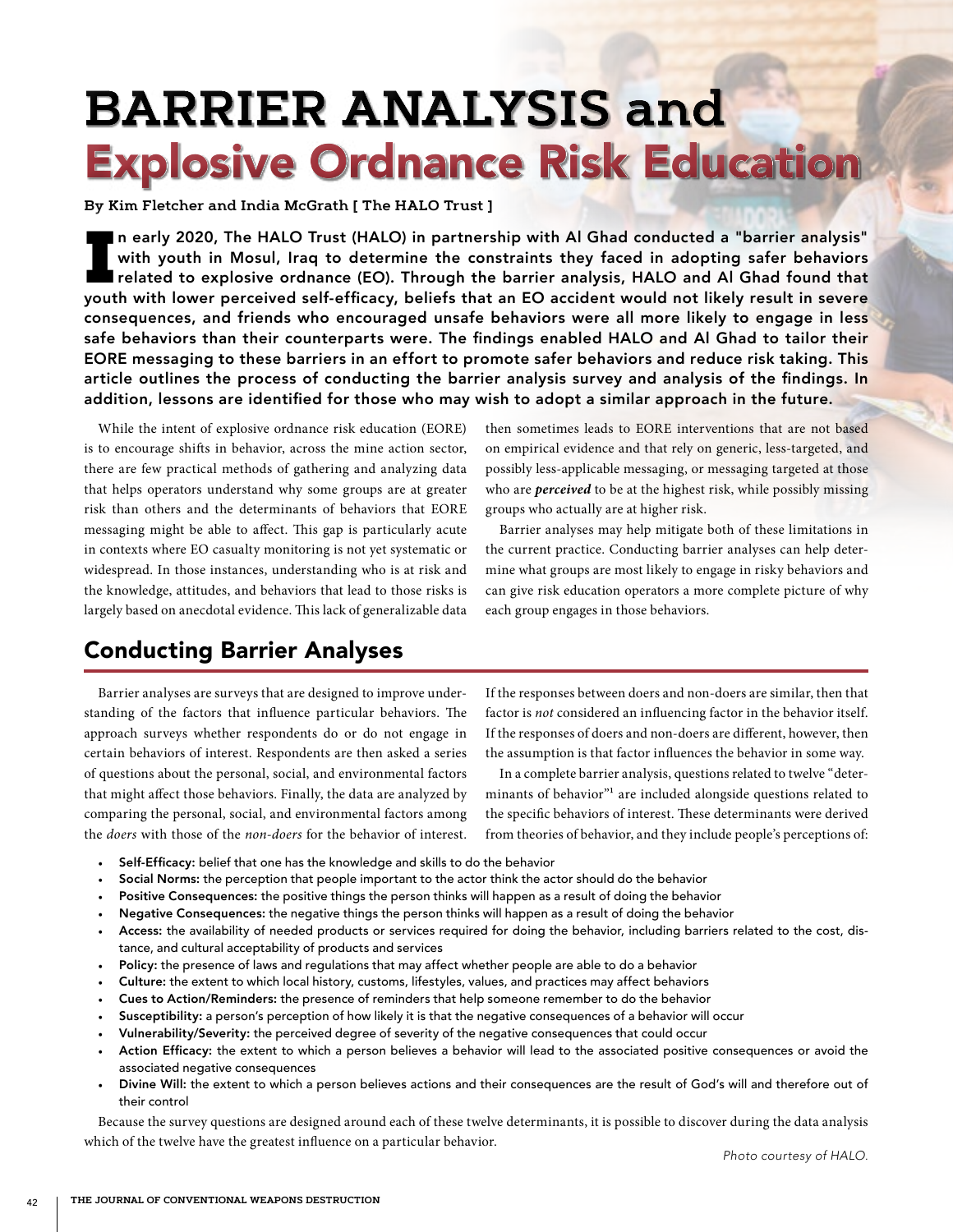# BARRIER ANALYSIS and Explosive Ordnance Risk Education

**By Kim Fletcher and India McGrath [ The HALO Trust ]**

**In early 2020, The HALO Trust (HALO) in partnership with Al Ghad conducted a "barrier analysis" with youth in Mosul, Iraq to determine the constraints they faced in adopting safer behaviors related to explosive ordnance (EO). Through the barrier analysis, HALO and Al Ghad found that youth with lower perceived self-efficacy, beliefs that an EO accident would not likely result in severe consequences, and friends who encouraged unsafe behaviors were all more likely to engage in less safe behaviors than their counterparts were. The findings enabled HALO and Al Ghad to tailor their EORE messaging to these barriers in an effort to promote safer behaviors and reduce risk taking. This article outlines the process of conducting the barrier analysis survey and analysis of the findings. In addition, lessons are identified for those who may wish to adopt a similar approach in the future.**

While the intent of explosive ordnance risk education (EORE) is to encourage shifts in behavior, across the mine action sector, there are few practical methods of gathering and analyzing data that helps operators understand why some groups are at greater risk than others and the determinants of behaviors that EORE messaging might be able to affect. This gap is particularly acute in contexts where EO casualty monitoring is not yet systematic or widespread. In those instances, understanding who is at risk and the knowledge, attitudes, and behaviors that lead to those risks is largely based on anecdotal evidence. This lack of generalizable data then sometimes leads to EORE interventions that are not based on empirical evidence and that rely on generic, less-targeted, and possibly less-applicable messaging, or messaging targeted at those who are ***perceived*** to be at the highest risk, while possibly missing groups who actually are at higher risk.

Barrier analyses may help mitigate both of these limitations in the current practice. Conducting barrier analyses can help determine what groups are most likely to engage in risky behaviors and can give risk education operators a more complete picture of why each group engages in those behaviors.

## Conducting Barrier Analyses

Barrier analyses are surveys that are designed to improve understanding of the factors that influence particular behaviors. The approach surveys whether respondents do or do not engage in certain behaviors of interest. Respondents are then asked a series of questions about the personal, social, and environmental factors that might affect those behaviors. Finally, the data are analyzed by comparing the personal, social, and environmental factors among the *doers* with those of the *non-doers* for the behavior of interest. If the responses between doers and non-doers are similar, then that factor is *not* considered an influencing factor in the behavior itself. If the responses of doers and non-doers are different, however, then the assumption is that factor influences the behavior in some way.

In a complete barrier analysis, questions related to twelve "determinants of behavior"[1] are included alongside questions related to the specific behaviors of interest. These determinants were derived from theories of behavior, and they include people's perceptions of:

- **Self-Efficacy:** belief that one has the knowledge and skills to do the behavior
- **Social Norms:** the perception that people important to the actor think the actor should do the behavior
- **Positive Consequences:** the positive things the person thinks will happen as a result of doing the behavior
- **Negative Consequences:** the negative things the person thinks will happen as a result of doing the behavior
- **Access:** the availability of needed products or services required for doing the behavior, including barriers related to the cost, distance, and cultural acceptability of products and services
- **Policy:** the presence of laws and regulations that may affect whether people are able to do a behavior
- **Culture:** the extent to which local history, customs, lifestyles, values, and practices may affect behaviors
- **Cues to Action/Reminders:** the presence of reminders that help someone remember to do the behavior
- **Susceptibility:** a person's perception of how likely it is that the negative consequences of a behavior will occur
- **Vulnerability/Severity:** the perceived degree of severity of the negative consequences that could occur
- **Action Efficacy:** the extent to which a person believes a behavior will lead to the associated positive consequences or avoid the associated negative consequences
- **Divine Will:** the extent to which a person believes actions and their consequences are the result of God's will and therefore out of their control

Because the survey questions are designed around each of these twelve determinants, it is possible to discover during the data analysis which of the twelve have the greatest influence on a particular behavior.

*Photo courtesy of HALO.*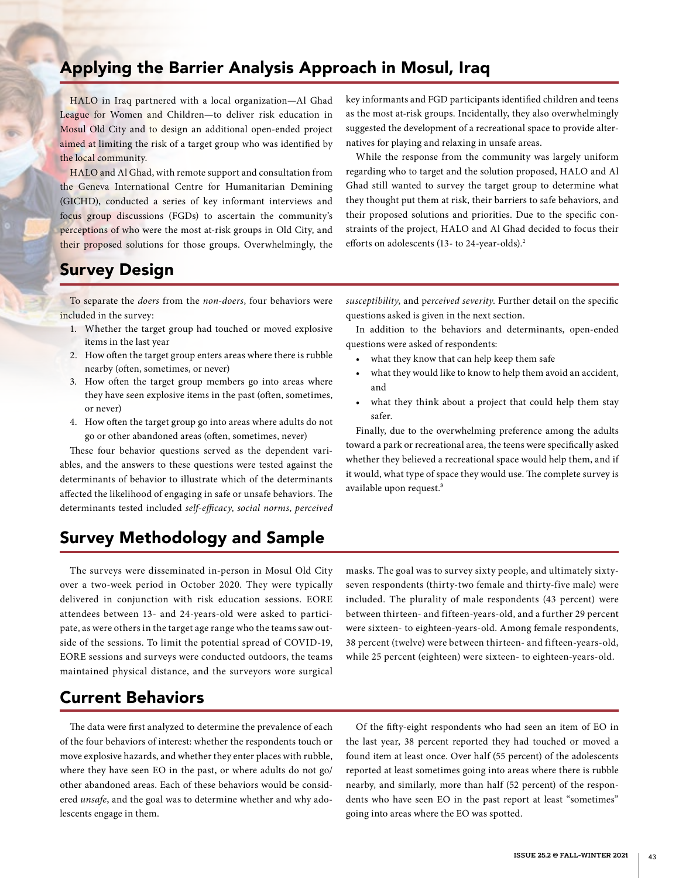## Applying the Barrier Analysis Approach in Mosul, Iraq

HALO in Iraq partnered with a local organization—Al Ghad League for Women and Children—to deliver risk education in Mosul Old City and to design an additional open-ended project aimed at limiting the risk of a target group who was identified by the local community.

HALO and Al Ghad, with remote support and consultation from the Geneva International Centre for Humanitarian Demining (GICHD), conducted a series of key informant interviews and focus group discussions (FGDs) to ascertain the community's perceptions of who were the most at-risk groups in Old City, and their proposed solutions for those groups. Overwhelmingly, the key informants and FGD participants identified children and teens as the most at-risk groups. Incidentally, they also overwhelmingly suggested the development of a recreational space to provide alternatives for playing and relaxing in unsafe areas.

While the response from the community was largely uniform regarding who to target and the solution proposed, HALO and Al Ghad still wanted to survey the target group to determine what they thought put them at risk, their barriers to safe behaviors, and their proposed solutions and priorities. Due to the specific constraints of the project, HALO and Al Ghad decided to focus their efforts on adolescents (13- to 24-year-olds).[2]

## Survey Design

To separate the *doers* from the *non-doers*, four behaviors were included in the survey:

1. Whether the target group had touched or moved explosive items in the last year
2. How often the target group enters areas where there is rubble nearby (often, sometimes, or never)
3. How often the target group members go into areas where they have seen explosive items in the past (often, sometimes, or never)
4. How often the target group go into areas where adults do not go or other abandoned areas (often, sometimes, never)

These four behavior questions served as the dependent variables, and the answers to these questions were tested against the determinants of behavior to illustrate which of the determinants affected the likelihood of engaging in safe or unsafe behaviors. The determinants tested included *self-efficacy*, *social norms*, *perceived susceptibility*, and *perceived severity*. Further detail on the specific questions asked is given in the next section.

In addition to the behaviors and determinants, open-ended questions were asked of respondents:

- what they know that can help keep them safe
- what they would like to know to help them avoid an accident, and
- what they think about a project that could help them stay safer.

Finally, due to the overwhelming preference among the adults toward a park or recreational area, the teens were specifically asked whether they believed a recreational space would help them, and if it would, what type of space they would use. The complete survey is available upon request.[3]

## Survey Methodology and Sample

The surveys were disseminated in-person in Mosul Old City over a two-week period in October 2020. They were typically delivered in conjunction with risk education sessions. EORE attendees between 13- and 24-years-old were asked to participate, as were others in the target age range who the teams saw outside of the sessions. To limit the potential spread of COVID-19, EORE sessions and surveys were conducted outdoors, the teams maintained physical distance, and the surveyors wore surgical masks. The goal was to survey sixty people, and ultimately sixty-seven respondents (thirty-two female and thirty-five male) were included. The plurality of male respondents (43 percent) were between thirteen- and fifteen-years-old, and a further 29 percent were sixteen- to eighteen-years-old. Among female respondents, 38 percent (twelve) were between thirteen- and fifteen-years-old, while 25 percent (eighteen) were sixteen- to eighteen-years-old.

## Current Behaviors

The data were first analyzed to determine the prevalence of each of the four behaviors of interest: whether the respondents touch or move explosive hazards, and whether they enter places with rubble, where they have seen EO in the past, or where adults do not go/other abandoned areas. Each of these behaviors would be considered *unsafe*, and the goal was to determine whether and why adolescents engage in them.

Of the fifty-eight respondents who had seen an item of EO in the last year, 38 percent reported they had touched or moved a found item at least once. Over half (55 percent) of the adolescents reported at least sometimes going into areas where there is rubble nearby, and similarly, more than half (52 percent) of the respondents who have seen EO in the past report at least "sometimes" going into areas where the EO was spotted.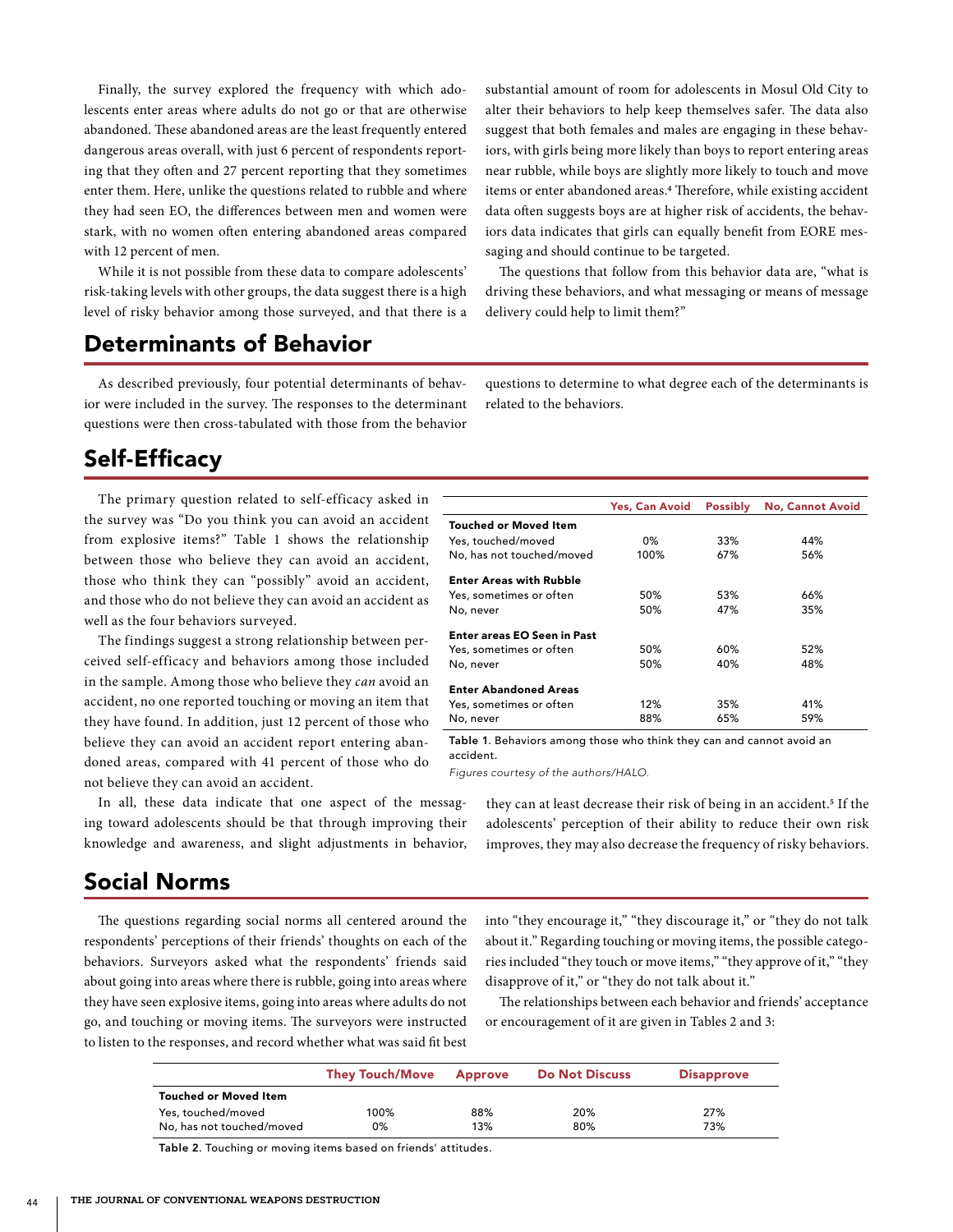Finally, the survey explored the frequency with which adolescents enter areas where adults do not go or that are otherwise abandoned. These abandoned areas are the least frequently entered dangerous areas overall, with just 6 percent of respondents reporting that they often and 27 percent reporting that they sometimes enter them. Here, unlike the questions related to rubble and where they had seen EO, the differences between men and women were stark, with no women often entering abandoned areas compared with 12 percent of men.

While it is not possible from these data to compare adolescents' risk-taking levels with other groups, the data suggest there is a high level of risky behavior among those surveyed, and that there is a substantial amount of room for adolescents in Mosul Old City to alter their behaviors to help keep themselves safer. The data also suggest that both females and males are engaging in these behaviors, with girls being more likely than boys to report entering areas near rubble, while boys are slightly more likely to touch and move items or enter abandoned areas.[4] Therefore, while existing accident data often suggests boys are at higher risk of accidents, the behaviors data indicates that girls can equally benefit from EORE messaging and should continue to be targeted.

The questions that follow from this behavior data are, "what is driving these behaviors, and what messaging or means of message delivery could help to limit them?"

## Determinants of Behavior

As described previously, four potential determinants of behavior were included in the survey. The responses to the determinant questions were then cross-tabulated with those from the behavior questions to determine to what degree each of the determinants is related to the behaviors.

## Self-Efficacy

The primary question related to self-efficacy asked in the survey was "Do you think you can avoid an accident from explosive items?" Table 1 shows the relationship between those who believe they can avoid an accident, those who think they can "possibly" avoid an accident, and those who do not believe they can avoid an accident as well as the four behaviors surveyed.

The findings suggest a strong relationship between perceived self-efficacy and behaviors among those included in the sample. Among those who believe they *can* avoid an accident, no one reported touching or moving an item that they have found. In addition, just 12 percent of those who believe they can avoid an accident report entering abandoned areas, compared with 41 percent of those who do not believe they can avoid an accident.

| | Yes, Can Avoid | Possibly | No, Cannot Avoid |
|---|---|---|---|
| **Touched or Moved Item** | | | |
| Yes, touched/moved | 0% | 33% | 44% |
| No, has not touched/moved | 100% | 67% | 56% |
| **Enter Areas with Rubble** | | | |
| Yes, sometimes or often | 50% | 53% | 66% |
| No, never | 50% | 47% | 35% |
| **Enter areas EO Seen in Past** | | | |
| Yes, sometimes or often | 50% | 60% | 52% |
| No, never | 50% | 40% | 48% |
| **Enter Abandoned Areas** | | | |
| Yes, sometimes or often | 12% | 35% | 41% |
| No, never | 88% | 65% | 59% |

**Table 1.** Behaviors among those who think they can and cannot avoid an accident.

*Figures courtesy of the authors/HALO.*

In all, these data indicate that one aspect of the messaging toward adolescents should be that through improving their knowledge and awareness, and slight adjustments in behavior, they can at least decrease their risk of being in an accident.[5] If the adolescents' perception of their ability to reduce their own risk improves, they may also decrease the frequency of risky behaviors.

## Social Norms

The questions regarding social norms all centered around the respondents' perceptions of their friends' thoughts on each of the behaviors. Surveyors asked what the respondents' friends said about going into areas where there is rubble, going into areas where they have seen explosive items, going into areas where adults do not go, and touching or moving items. The surveyors were instructed to listen to the responses, and record whether what was said fit best into "they encourage it," "they discourage it," or "they do not talk about it." Regarding touching or moving items, the possible categories included "they touch or move items," "they approve of it," "they disapprove of it," or "they do not talk about it."

The relationships between each behavior and friends' acceptance or encouragement of it are given in Tables 2 and 3:

| | They Touch/Move | Approve | Do Not Discuss | Disapprove |
|---|---|---|---|---|
| **Touched or Moved Item** | | | | |
| Yes, touched/moved | 100% | 88% | 20% | 27% |
| No, has not touched/moved | 0% | 13% | 80% | 73% |

**Table 2**. Touching or moving items based on friends' attitudes.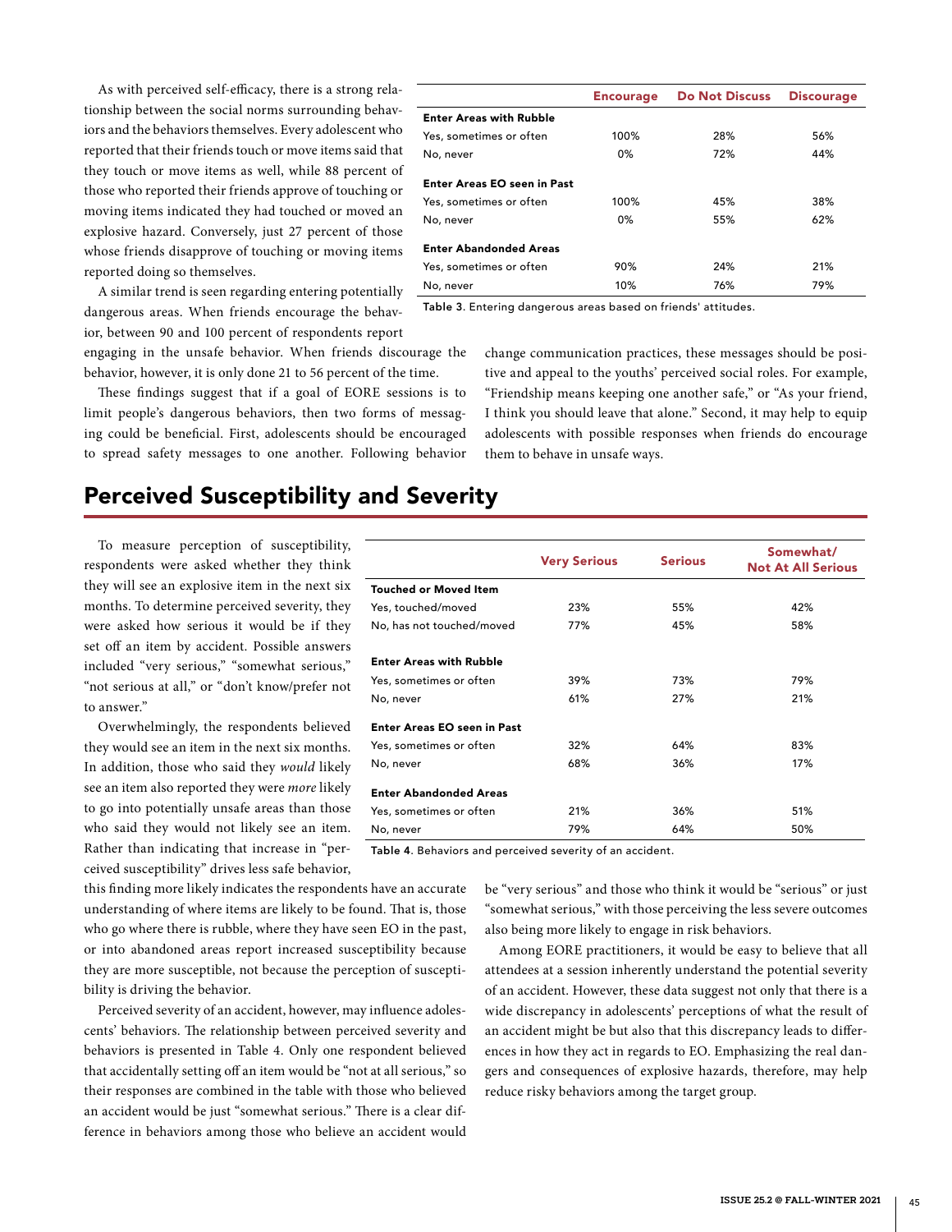As with perceived self-efficacy, there is a strong relationship between the social norms surrounding behaviors and the behaviors themselves. Every adolescent who reported that their friends touch or move items said that they touch or move items as well, while 88 percent of those who reported their friends approve of touching or moving items indicated they had touched or moved an explosive hazard. Conversely, just 27 percent of those whose friends disapprove of touching or moving items reported doing so themselves.

| | Encourage | Do Not Discuss | Discourage |
|---|---|---|---|
| **Enter Areas with Rubble** | | | |
| Yes, sometimes or often | 100% | 28% | 56% |
| No, never | 0% | 72% | 44% |
| **Enter Areas EO seen in Past** | | | |
| Yes, sometimes or often | 100% | 45% | 38% |
| No, never | 0% | 55% | 62% |
| **Enter Abandoned Areas** | | | |
| Yes, sometimes or often | 90% | 24% | 21% |
| No, never | 10% | 76% | 79% |

**Table 3**. Entering dangerous areas based on friends' attitudes.

A similar trend is seen regarding entering potentially dangerous areas. When friends encourage the behavior, between 90 and 100 percent of respondents report engaging in the unsafe behavior. When friends discourage the behavior, however, it is only done 21 to 56 percent of the time.

These findings suggest that if a goal of EORE sessions is to limit people's dangerous behaviors, then two forms of messaging could be beneficial. First, adolescents should be encouraged to spread safety messages to one another. Following behavior change communication practices, these messages should be positive and appeal to the youths' perceived social roles. For example, "Friendship means keeping one another safe," or "As your friend, I think you should leave that alone." Second, it may help to equip adolescents with possible responses when friends do encourage them to behave in unsafe ways.

## Perceived Susceptibility and Severity

To measure perception of susceptibility, respondents were asked whether they think they will see an explosive item in the next six months. To determine perceived severity, they were asked how serious it would be if they set off an item by accident. Possible answers included "very serious," "somewhat serious," "not serious at all," or "don't know/prefer not to answer."

Overwhelmingly, the respondents believed they would see an item in the next six months. In addition, those who said they *would* likely see an item also reported they were *more* likely to go into potentially unsafe areas than those who said they would not likely see an item. Rather than indicating that increase in "perceived susceptibility" drives less safe behavior, this finding more likely indicates the respondents have an accurate understanding of where items are likely to be found. That is, those who go where there is rubble, where they have seen EO in the past, or into abandoned areas report increased susceptibility because they are more susceptible, not because the perception of susceptibility is driving the behavior.

| | Very Serious | Serious | Somewhat/ Not At All Serious |
|---|---|---|---|
| **Touched or Moved Item** | | | |
| Yes, touched/moved | 23% | 55% | 42% |
| No, has not touched/moved | 77% | 45% | 58% |
| **Enter Areas with Rubble** | | | |
| Yes, sometimes or often | 39% | 73% | 79% |
| No, never | 61% | 27% | 21% |
| **Enter Areas EO seen in Past** | | | |
| Yes, sometimes or often | 32% | 64% | 83% |
| No, never | 68% | 36% | 17% |
| **Enter Abandoned Areas** | | | |
| Yes, sometimes or often | 21% | 36% | 51% |
| No, never | 79% | 64% | 50% |

**Table 4**. Behaviors and perceived severity of an accident.

Perceived severity of an accident, however, may influence adolescents' behaviors. The relationship between perceived severity and behaviors is presented in Table 4. Only one respondent believed that accidentally setting off an item would be "not at all serious," so their responses are combined in the table with those who believed an accident would be just "somewhat serious." There is a clear difference in behaviors among those who believe an accident would be "very serious" and those who think it would be "serious" or just "somewhat serious," with those perceiving the less severe outcomes also being more likely to engage in risk behaviors.

Among EORE practitioners, it would be easy to believe that all attendees at a session inherently understand the potential severity of an accident. However, these data suggest not only that there is a wide discrepancy in adolescents' perceptions of what the result of an accident might be but also that this discrepancy leads to differences in how they act in regards to EO. Emphasizing the real dangers and consequences of explosive hazards, therefore, may help reduce risky behaviors among the target group.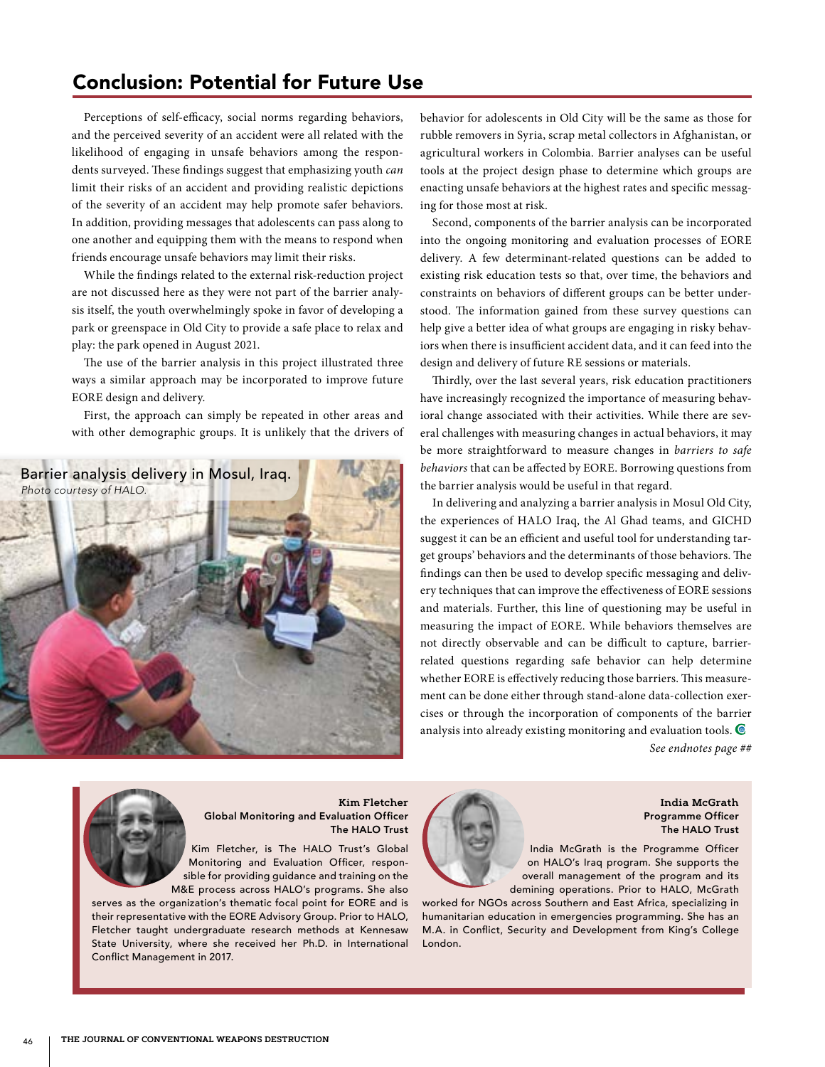## Conclusion: Potential for Future Use

Perceptions of self-efficacy, social norms regarding behaviors, and the perceived severity of an accident were all related with the likelihood of engaging in unsafe behaviors among the respondents surveyed. These findings suggest that emphasizing youth *can* limit their risks of an accident and providing realistic depictions of the severity of an accident may help promote safer behaviors. In addition, providing messages that adolescents can pass along to one another and equipping them with the means to respond when friends encourage unsafe behaviors may limit their risks.

While the findings related to the external risk-reduction project are not discussed here as they were not part of the barrier analysis itself, the youth overwhelmingly spoke in favor of developing a park or greenspace in Old City to provide a safe place to relax and play: the park opened in August 2021.

The use of the barrier analysis in this project illustrated three ways a similar approach may be incorporated to improve future EORE design and delivery.

First, the approach can simply be repeated in other areas and with other demographic groups. It is unlikely that the drivers of behavior for adolescents in Old City will be the same as those for rubble removers in Syria, scrap metal collectors in Afghanistan, or agricultural workers in Colombia. Barrier analyses can be useful tools at the project design phase to determine which groups are enacting unsafe behaviors at the highest rates and specific messaging for those most at risk.

Barrier analysis delivery in Mosul, Iraq.
*Photo courtesy of HALO.*

Second, components of the barrier analysis can be incorporated into the ongoing monitoring and evaluation processes of EORE delivery. A few determinant-related questions can be added to existing risk education tests so that, over time, the behaviors and constraints on behaviors of different groups can be better understood. The information gained from these survey questions can help give a better idea of what groups are engaging in risky behaviors when there is insufficient accident data, and it can feed into the design and delivery of future RE sessions or materials.

Thirdly, over the last several years, risk education practitioners have increasingly recognized the importance of measuring behavioral change associated with their activities. While there are several challenges with measuring changes in actual behaviors, it may be more straightforward to measure changes in *barriers to safe behaviors* that can be affected by EORE. Borrowing questions from the barrier analysis would be useful in that regard.

In delivering and analyzing a barrier analysis in Mosul Old City, the experiences of HALO Iraq, the Al Ghad teams, and GICHD suggest it can be an efficient and useful tool for understanding target groups' behaviors and the determinants of those behaviors. The findings can then be used to develop specific messaging and delivery techniques that can improve the effectiveness of EORE sessions and materials. Further, this line of questioning may be useful in measuring the impact of EORE. While behaviors themselves are not directly observable and can be difficult to capture, barrier-related questions regarding safe behavior can help determine whether EORE is effectively reducing those barriers. This measurement can be done either through stand-alone data-collection exercises or through the incorporation of components of the barrier analysis into already existing monitoring and evaluation tools.

*See endnotes page ##*

**Kim Fletcher**
**Global Monitoring and Evaluation Officer**
**The HALO Trust**

Kim Fletcher, is The HALO Trust's Global Monitoring and Evaluation Officer, responsible for providing guidance and training on the M&E process across HALO's programs. She also serves as the organization's thematic focal point for EORE and is their representative with the EORE Advisory Group. Prior to HALO, Fletcher taught undergraduate research methods at Kennesaw State University, where she received her Ph.D. in International Conflict Management in 2017.

**India McGrath**
**Programme Officer**
**The HALO Trust**

India McGrath is the Programme Officer on HALO's Iraq program. She supports the overall management of the program and its demining operations. Prior to HALO, McGrath worked for NGOs across Southern and East Africa, specializing in humanitarian education in emergencies programming. She has an M.A. in Conflict, Security and Development from King's College London.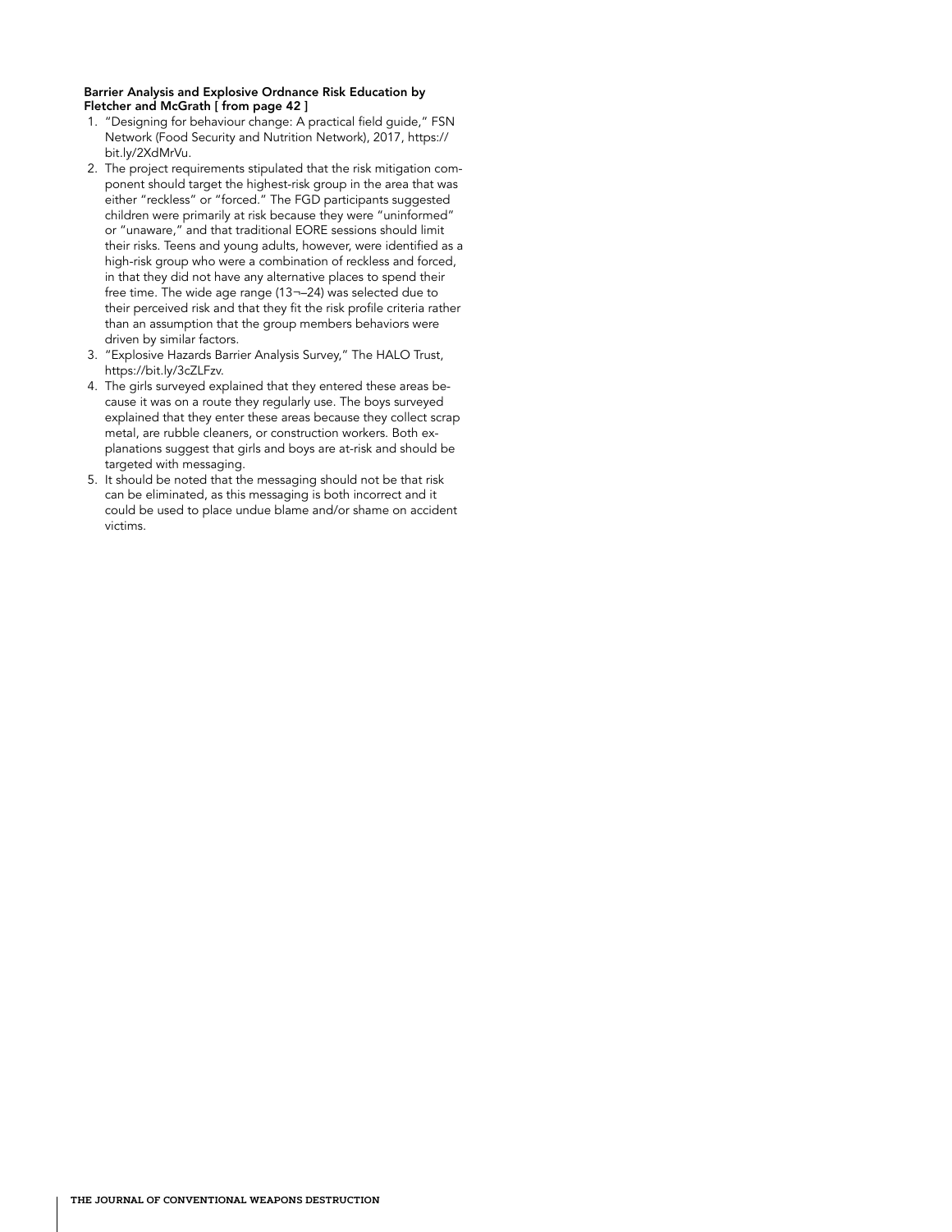**Barrier Analysis and Explosive Ordnance Risk Education by Fletcher and McGrath [ from page 42 ]**

1. "Designing for behaviour change: A practical field guide," FSN Network (Food Security and Nutrition Network), 2017, https://bit.ly/2XdMrVu.
2. The project requirements stipulated that the risk mitigation component should target the highest-risk group in the area that was either "reckless" or "forced." The FGD participants suggested children were primarily at risk because they were "uninformed" or "unaware," and that traditional EORE sessions should limit their risks. Teens and young adults, however, were identified as a high-risk group who were a combination of reckless and forced, in that they did not have any alternative places to spend their free time. The wide age range (13¬–24) was selected due to their perceived risk and that they fit the risk profile criteria rather than an assumption that the group members behaviors were driven by similar factors.
3. "Explosive Hazards Barrier Analysis Survey," The HALO Trust, https://bit.ly/3cZLFzv.
4. The girls surveyed explained that they entered these areas because it was on a route they regularly use. The boys surveyed explained that they enter these areas because they collect scrap metal, are rubble cleaners, or construction workers. Both explanations suggest that girls and boys are at-risk and should be targeted with messaging.
5. It should be noted that the messaging should not be that risk can be eliminated, as this messaging is both incorrect and it could be used to place undue blame and/or shame on accident victims.